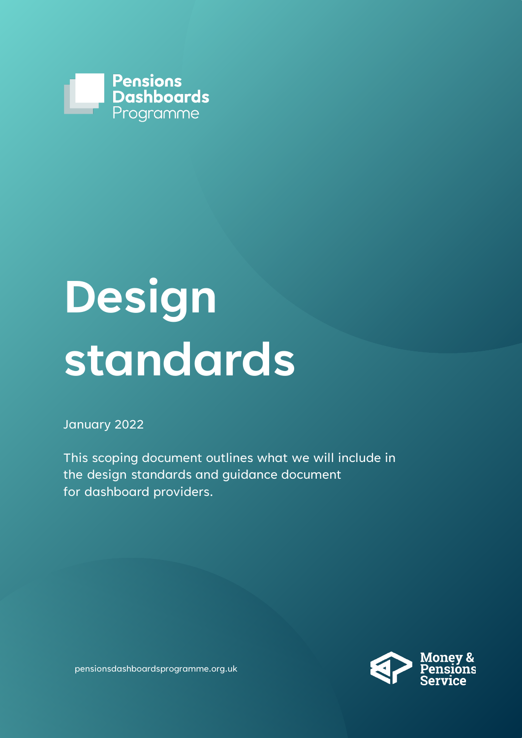Pensions Dashboards Programme

# Design standards

January 2022

This scoping document outlines what we will include in the design standards and guidance document for dashboard providers.

pensionsdashboardsprogramme.org.uk

Money & Pensions Service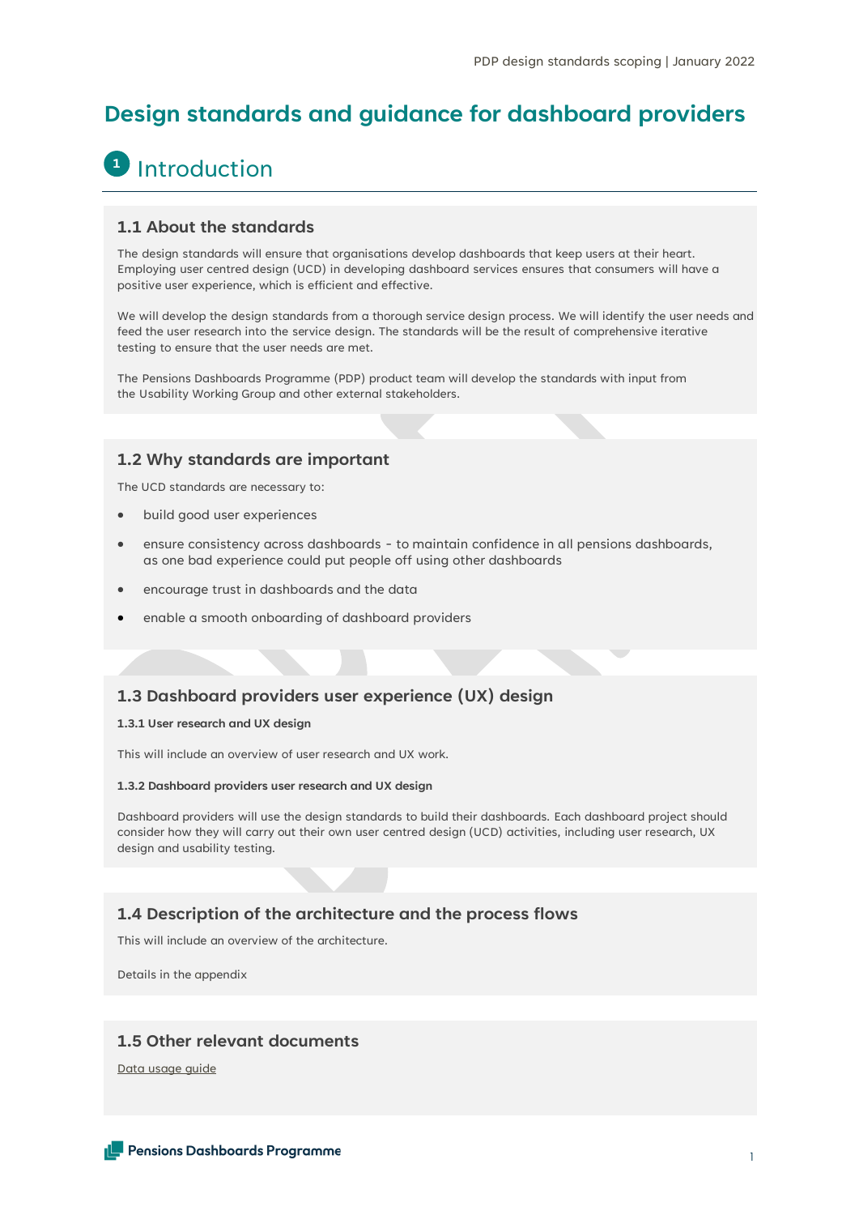# Design standards and guidance for dashboard providers

## 1 Introduction

### 1.1 About the standards

The design standards will ensure that organisations develop dashboards that keep users at their heart. Employing user centred design (UCD) in developing dashboard services ensures that consumers will have a positive user experience, which is efficient and effective.

We will develop the design standards from a thorough service design process. We will identify the user needs and feed the user research into the service design. The standards will be the result of comprehensive iterative testing to ensure that the user needs are met.

The Pensions Dashboards Programme (PDP) product team will develop the standards with input from the Usability Working Group and other external stakeholders.

### 1.2 Why standards are important

The UCD standards are necessary to:

- build good user experiences
- ensure consistency across dashboards - to maintain confidence in all pensions dashboards, as one bad experience could put people off using other dashboards
- encourage trust in dashboards and the data
- enable a smooth onboarding of dashboard providers

### 1.3 Dashboard providers user experience (UX) design

#### 1.3.1 User research and UX design

This will include an overview of user research and UX work.

#### 1.3.2 Dashboard providers user research and UX design

Dashboard providers will use the design standards to build their dashboards. Each dashboard project should consider how they will carry out their own user centred design (UCD) activities, including user research, UX design and usability testing.

### 1.4 Description of the architecture and the process flows

This will include an overview of the architecture.

Details in the appendix

### 1.5 Other relevant documents

Data usage guide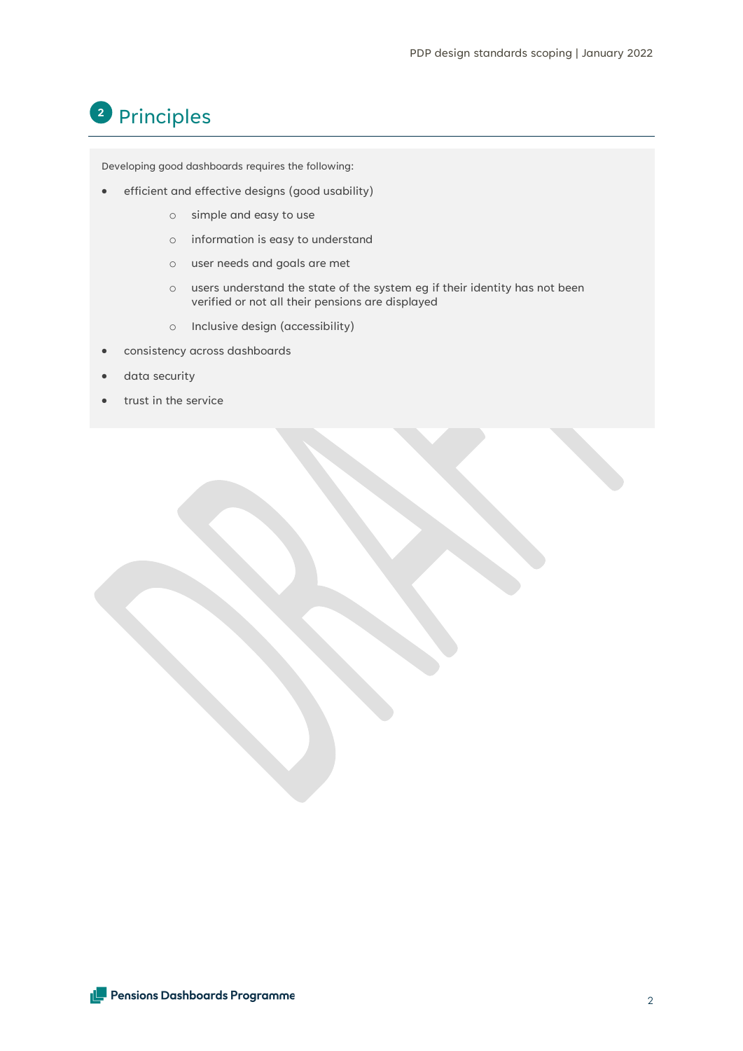## 2 Principles

Developing good dashboards requires the following:

- efficient and effective designs (good usability)
    - simple and easy to use
    - information is easy to understand
    - user needs and goals are met
    - users understand the state of the system eg if their identity has not been verified or not all their pensions are displayed
    - Inclusive design (accessibility)
- consistency across dashboards
- data security
- trust in the service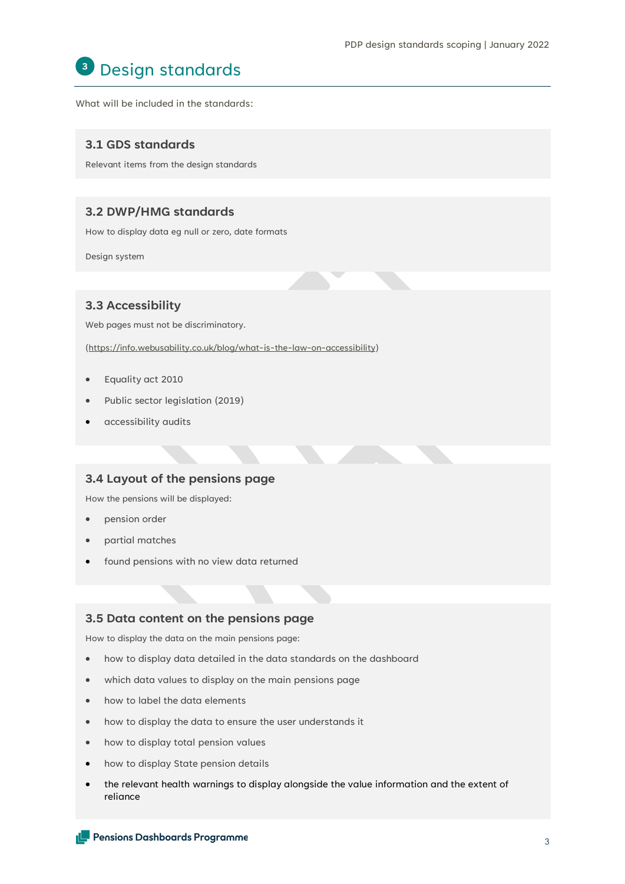# 3 Design standards

What will be included in the standards:

### 3.1 GDS standards

Relevant items from the design standards

### 3.2 DWP/HMG standards

How to display data eg null or zero, date formats

Design system

### 3.3 Accessibility

Web pages must not be discriminatory.

(https://info.webusability.co.uk/blog/what-is-the-law-on-accessibility)

- Equality act 2010
- Public sector legislation (2019)
- accessibility audits

### 3.4 Layout of the pensions page

How the pensions will be displayed:

- pension order
- partial matches
- found pensions with no view data returned

### 3.5 Data content on the pensions page

How to display the data on the main pensions page:

- how to display data detailed in the data standards on the dashboard
- which data values to display on the main pensions page
- how to label the data elements
- how to display the data to ensure the user understands it
- how to display total pension values
- how to display State pension details
- the relevant health warnings to display alongside the value information and the extent of reliance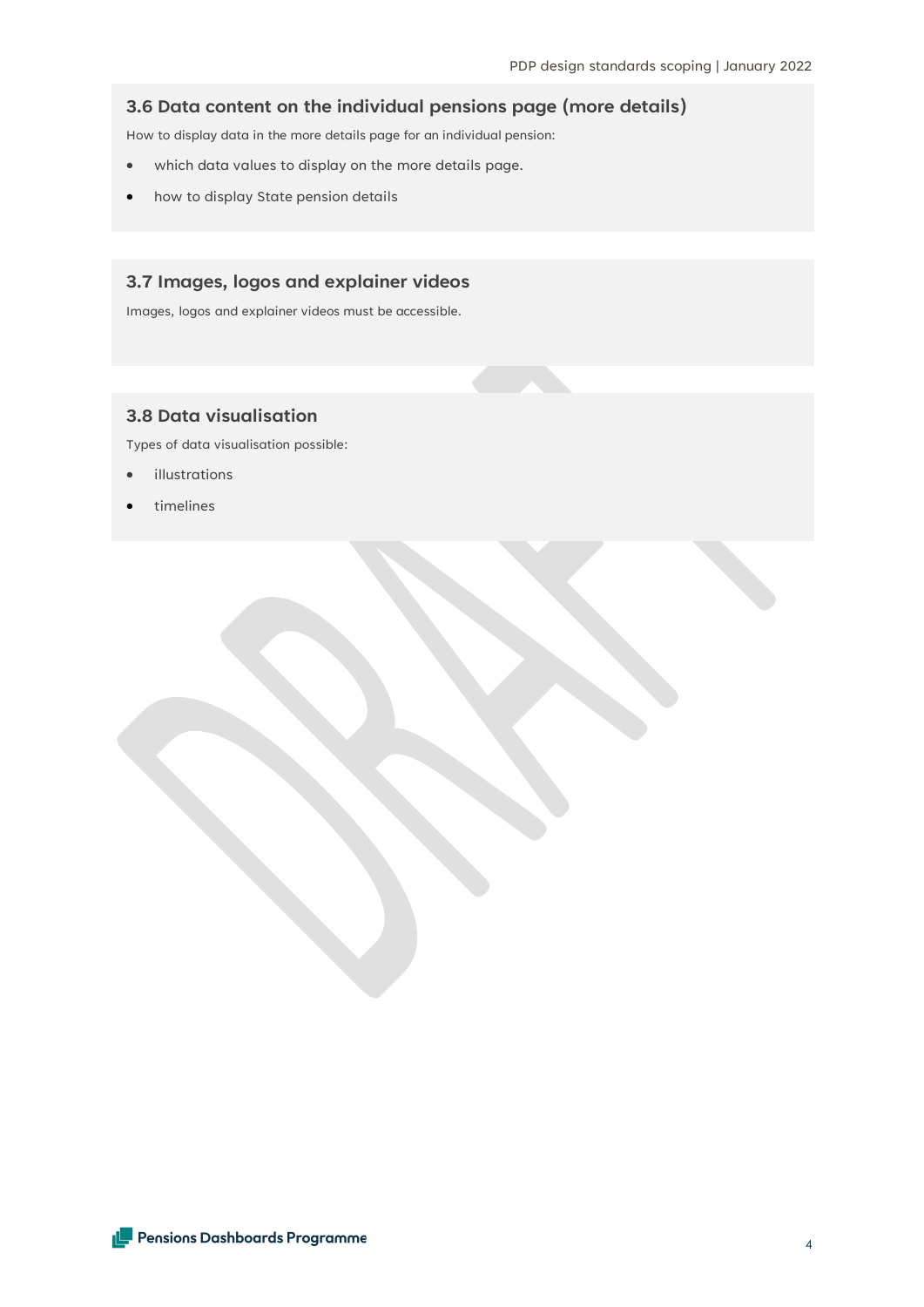### 3.6 Data content on the individual pensions page (more details)

How to display data in the more details page for an individual pension:

- which data values to display on the more details page.
- how to display State pension details

### 3.7 Images, logos and explainer videos

Images, logos and explainer videos must be accessible.

### 3.8 Data visualisation

Types of data visualisation possible:

- illustrations
- timelines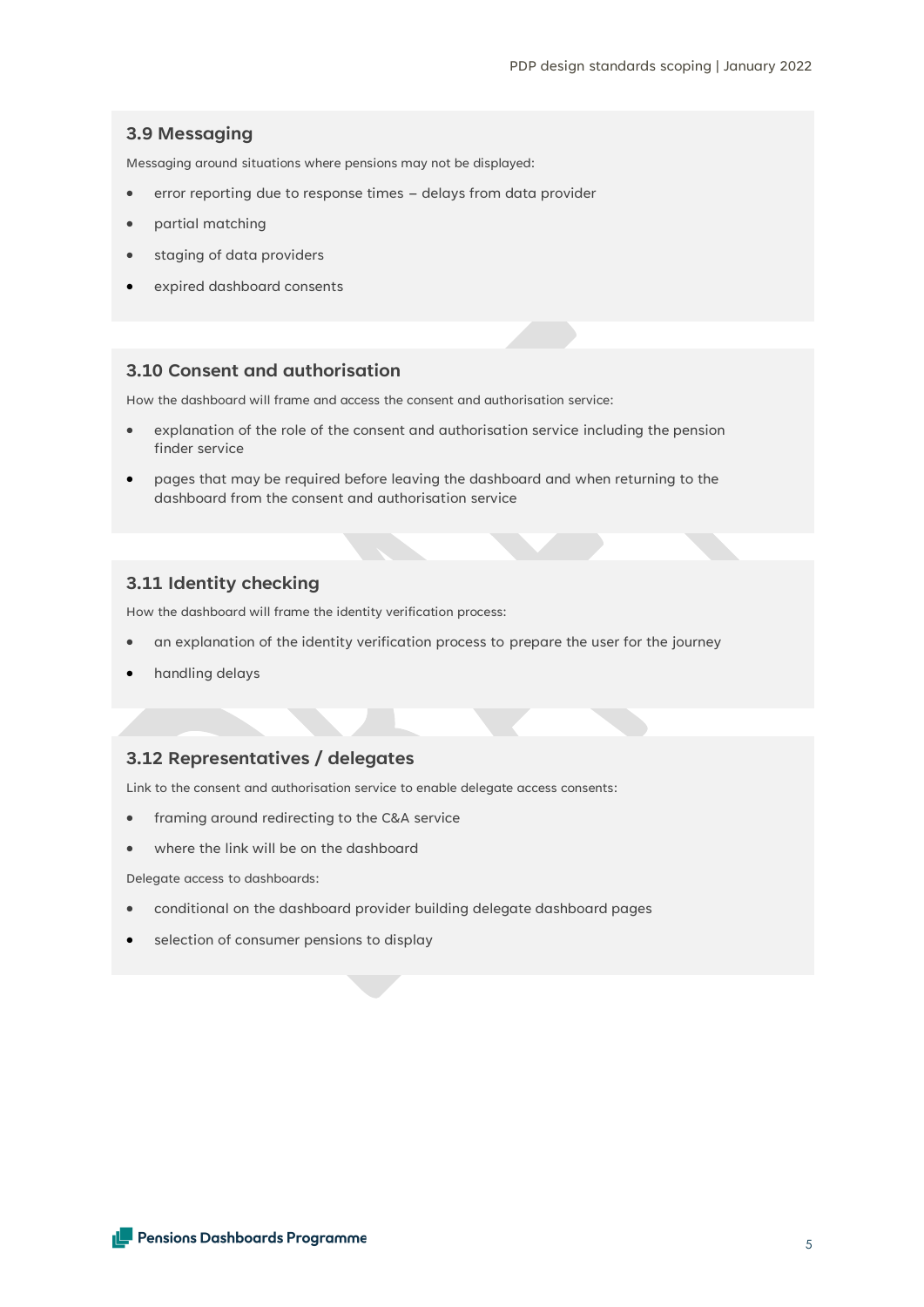### 3.9 Messaging

Messaging around situations where pensions may not be displayed:

- error reporting due to response times – delays from data provider
- partial matching
- staging of data providers
- expired dashboard consents

### 3.10 Consent and authorisation

How the dashboard will frame and access the consent and authorisation service:

- explanation of the role of the consent and authorisation service including the pension finder service
- pages that may be required before leaving the dashboard and when returning to the dashboard from the consent and authorisation service

### 3.11 Identity checking

How the dashboard will frame the identity verification process:

- an explanation of the identity verification process to prepare the user for the journey
- handling delays

### 3.12 Representatives / delegates

Link to the consent and authorisation service to enable delegate access consents:

- framing around redirecting to the C&A service
- where the link will be on the dashboard

Delegate access to dashboards:

- conditional on the dashboard provider building delegate dashboard pages
- selection of consumer pensions to display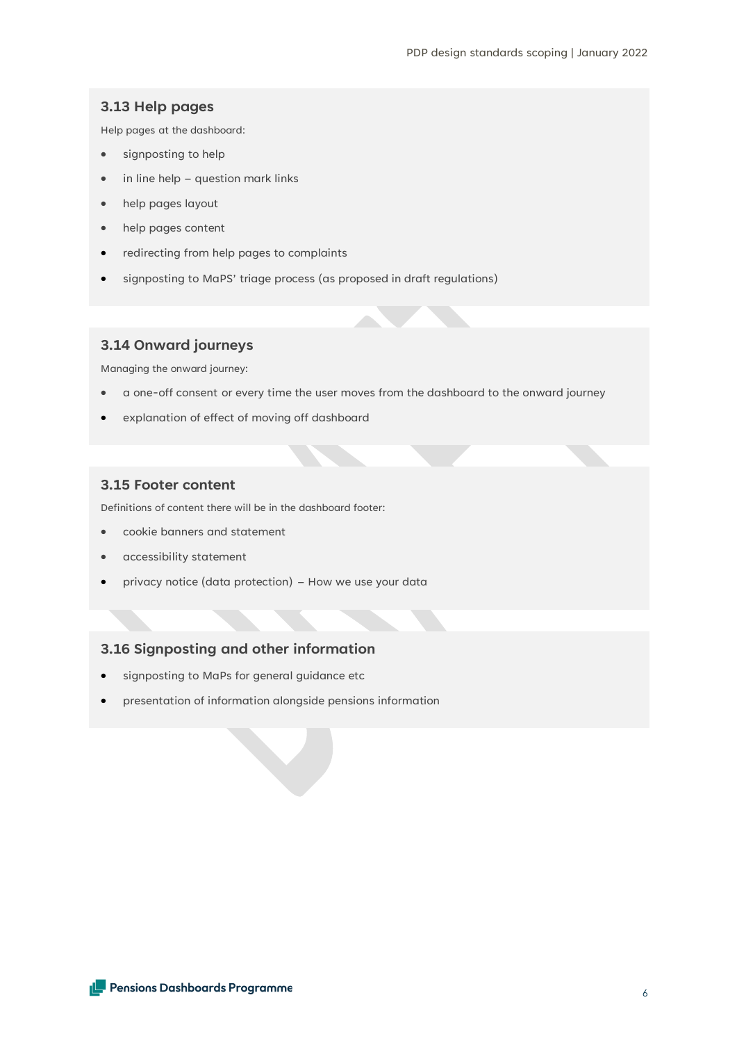### 3.13 Help pages

Help pages at the dashboard:

- signposting to help
- in line help – question mark links
- help pages layout
- help pages content
- redirecting from help pages to complaints
- signposting to MaPS' triage process (as proposed in draft regulations)

### 3.14 Onward journeys

Managing the onward journey:

- a one-off consent or every time the user moves from the dashboard to the onward journey
- explanation of effect of moving off dashboard

### 3.15 Footer content

Definitions of content there will be in the dashboard footer:

- cookie banners and statement
- accessibility statement
- privacy notice (data protection) – How we use your data

### 3.16 Signposting and other information

- signposting to MaPs for general guidance etc
- presentation of information alongside pensions information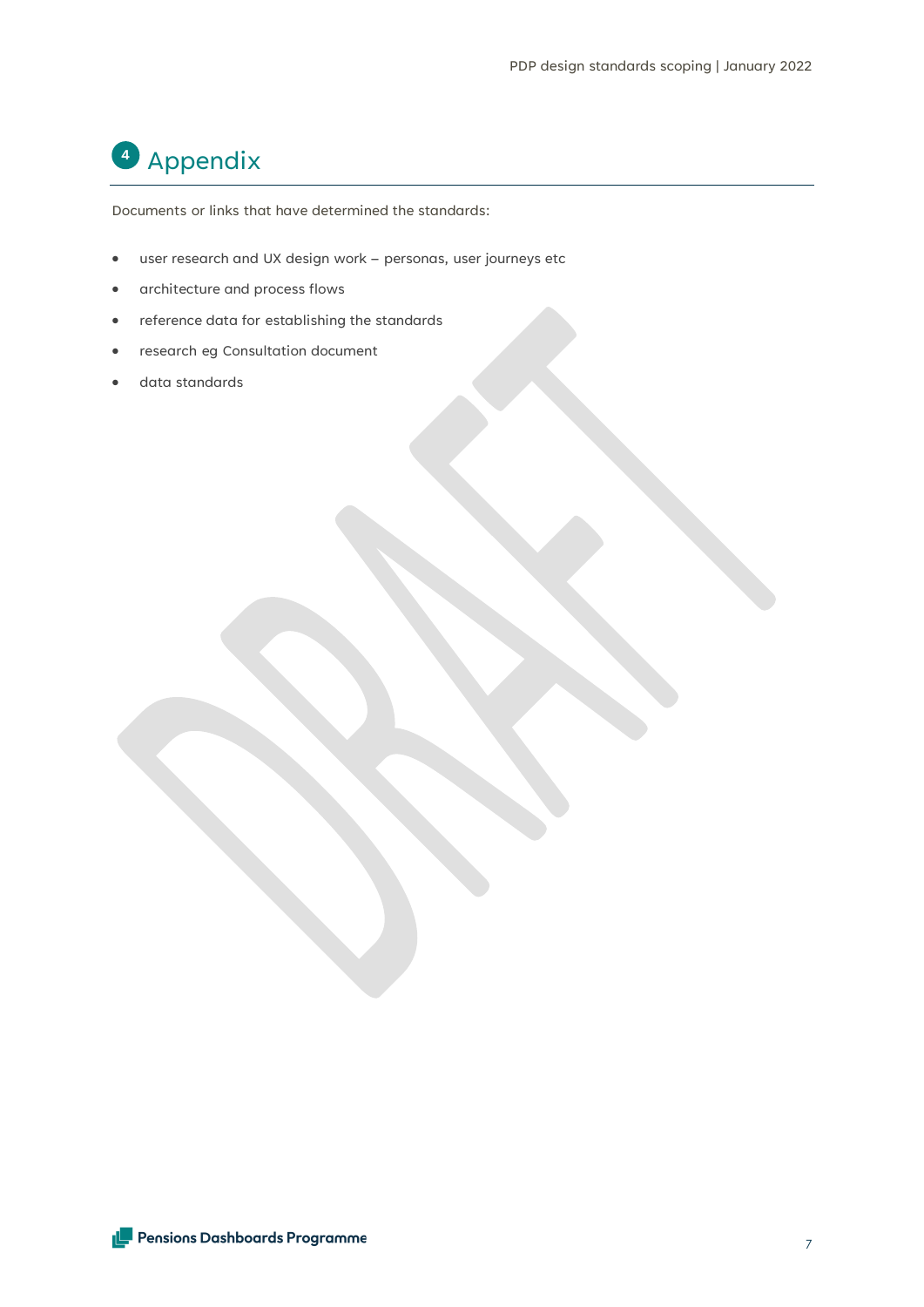# 4 Appendix

Documents or links that have determined the standards:

- user research and UX design work – personas, user journeys etc
- architecture and process flows
- reference data for establishing the standards
- research eg Consultation document
- data standards